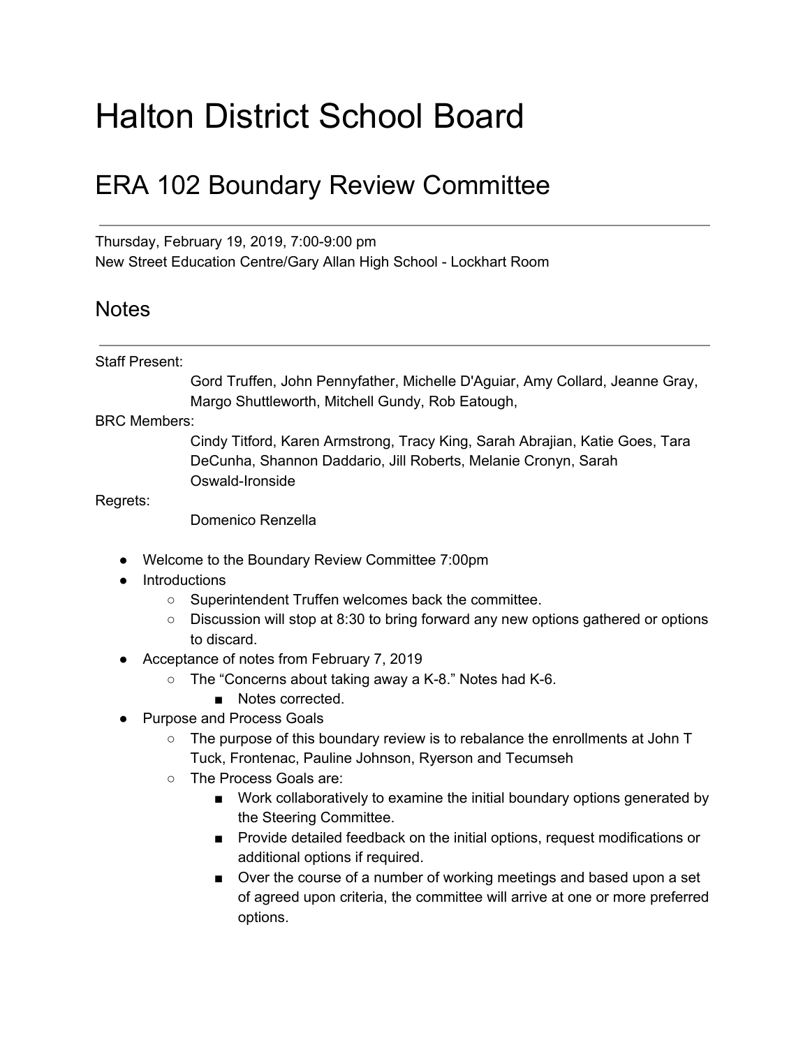# Halton District School Board

## ERA 102 Boundary Review Committee

---

Thursday, February 19, 2019, 7:00-9:00 pm
New Street Education Centre/Gary Allan High School - Lockhart Room

## Notes

---

Staff Present:
Gord Truffen, John Pennyfather, Michelle D'Aguiar, Amy Collard, Jeanne Gray, Margo Shuttleworth, Mitchell Gundy, Rob Eatough,

BRC Members:
Cindy Titford, Karen Armstrong, Tracy King, Sarah Abrajian, Katie Goes, Tara DeCunha, Shannon Daddario, Jill Roberts, Melanie Cronyn, Sarah Oswald-Ironside

Regrets:
Domenico Renzella

- Welcome to the Boundary Review Committee 7:00pm
- Introductions
  - Superintendent Truffen welcomes back the committee.
  - Discussion will stop at 8:30 to bring forward any new options gathered or options to discard.
- Acceptance of notes from February 7, 2019
  - The "Concerns about taking away a K-8." Notes had K-6.
    - Notes corrected.
- Purpose and Process Goals
  - The purpose of this boundary review is to rebalance the enrollments at John T Tuck, Frontenac, Pauline Johnson, Ryerson and Tecumseh
  - The Process Goals are:
    - Work collaboratively to examine the initial boundary options generated by the Steering Committee.
    - Provide detailed feedback on the initial options, request modifications or additional options if required.
    - Over the course of a number of working meetings and based upon a set of agreed upon criteria, the committee will arrive at one or more preferred options.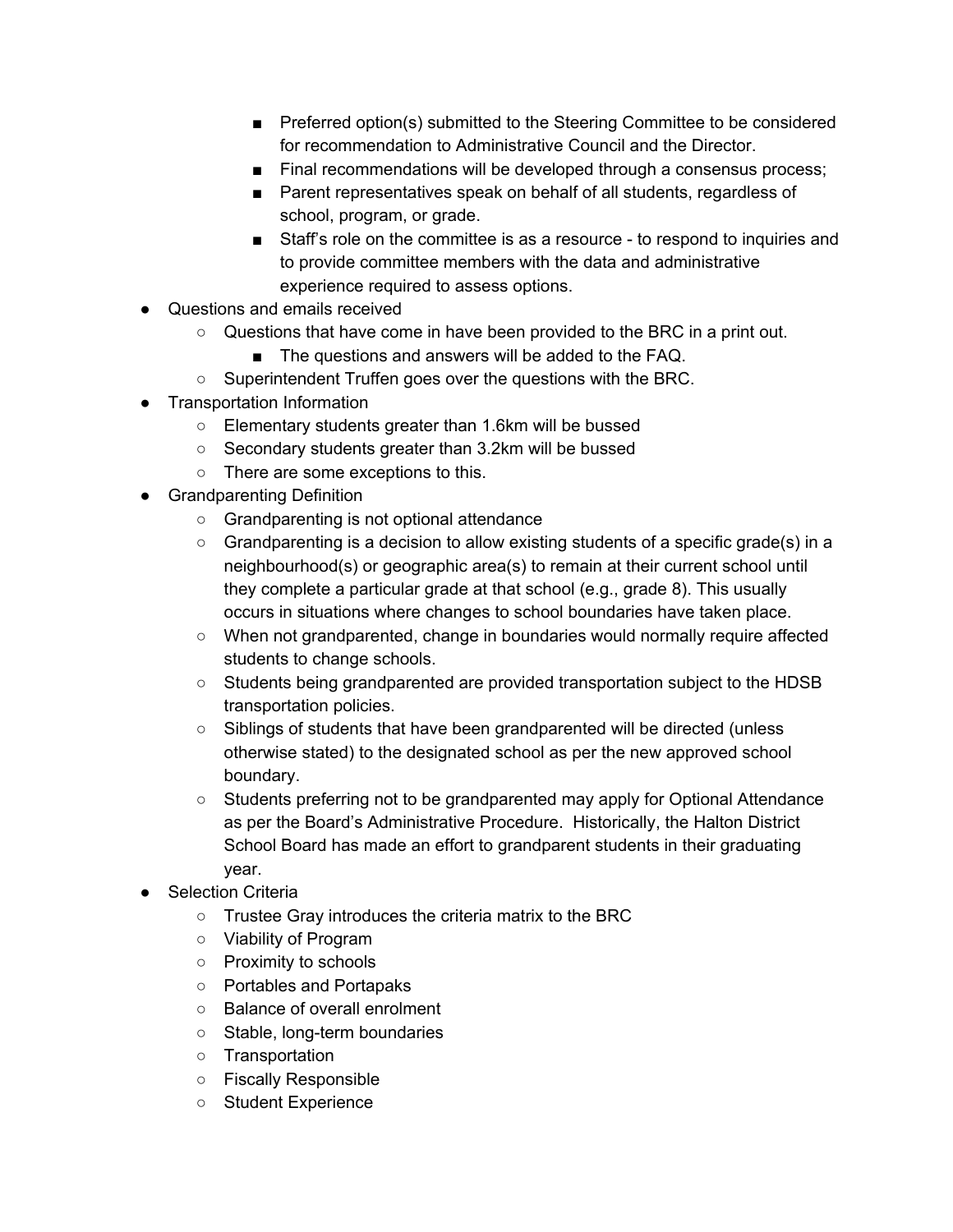- Preferred option(s) submitted to the Steering Committee to be considered for recommendation to Administrative Council and the Director.
        - Final recommendations will be developed through a consensus process;
        - Parent representatives speak on behalf of all students, regardless of school, program, or grade.
        - Staff's role on the committee is as a resource - to respond to inquiries and to provide committee members with the data and administrative experience required to assess options.
- Questions and emails received
    - Questions that have come in have been provided to the BRC in a print out.
        - The questions and answers will be added to the FAQ.
    - Superintendent Truffen goes over the questions with the BRC.
- Transportation Information
    - Elementary students greater than 1.6km will be bussed
    - Secondary students greater than 3.2km will be bussed
    - There are some exceptions to this.
- Grandparenting Definition
    - Grandparenting is not optional attendance
    - Grandparenting is a decision to allow existing students of a specific grade(s) in a neighbourhood(s) or geographic area(s) to remain at their current school until they complete a particular grade at that school (e.g., grade 8). This usually occurs in situations where changes to school boundaries have taken place.
    - When not grandparented, change in boundaries would normally require affected students to change schools.
    - Students being grandparented are provided transportation subject to the HDSB transportation policies.
    - Siblings of students that have been grandparented will be directed (unless otherwise stated) to the designated school as per the new approved school boundary.
    - Students preferring not to be grandparented may apply for Optional Attendance as per the Board's Administrative Procedure. Historically, the Halton District School Board has made an effort to grandparent students in their graduating year.
- Selection Criteria
    - Trustee Gray introduces the criteria matrix to the BRC
    - Viability of Program
    - Proximity to schools
    - Portables and Portapaks
    - Balance of overall enrolment
    - Stable, long-term boundaries
    - Transportation
    - Fiscally Responsible
    - Student Experience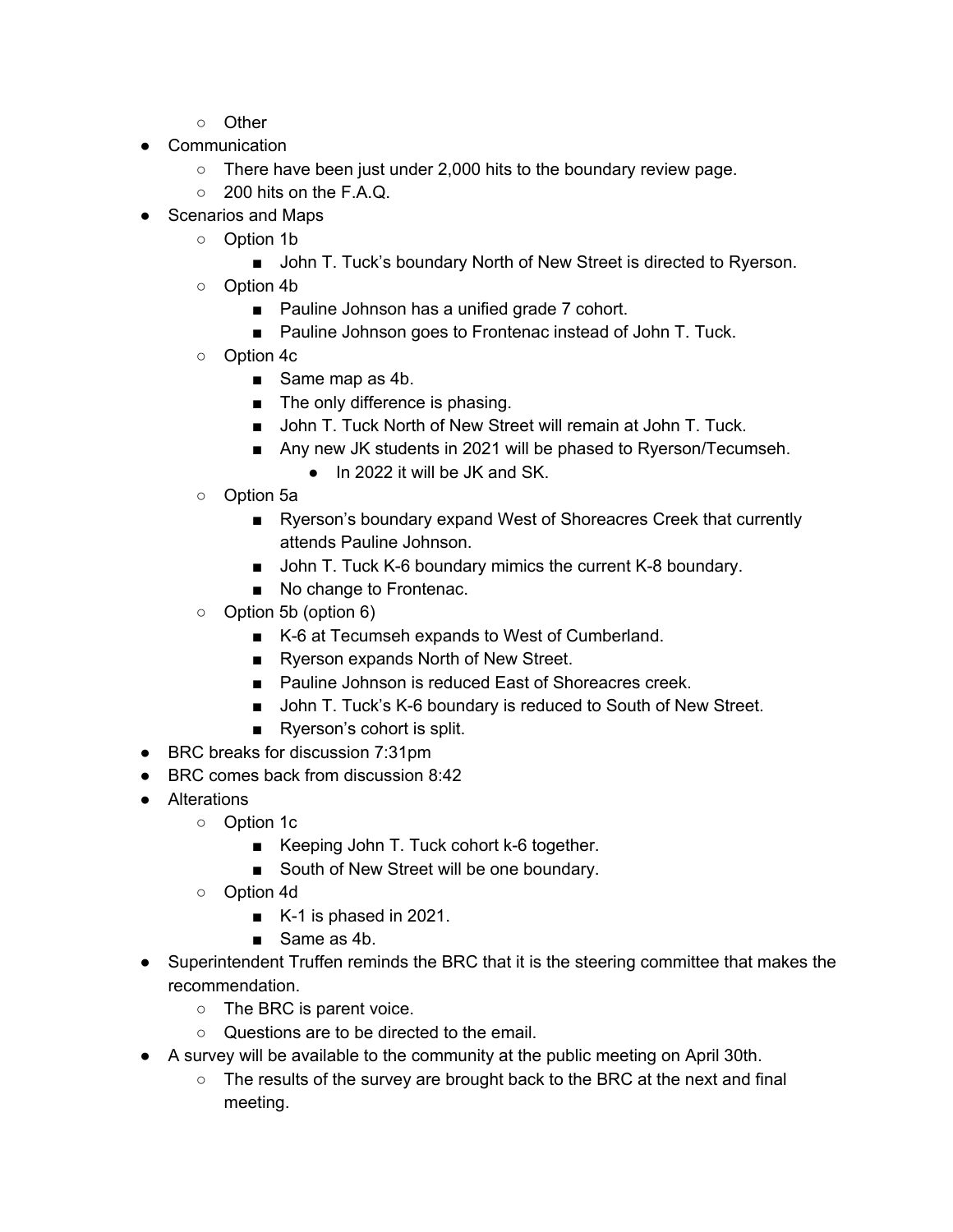- Other
- Communication
    - There have been just under 2,000 hits to the boundary review page.
    - 200 hits on the F.A.Q.
- Scenarios and Maps
    - Option 1b
        - John T. Tuck's boundary North of New Street is directed to Ryerson.
    - Option 4b
        - Pauline Johnson has a unified grade 7 cohort.
        - Pauline Johnson goes to Frontenac instead of John T. Tuck.
    - Option 4c
        - Same map as 4b.
        - The only difference is phasing.
        - John T. Tuck North of New Street will remain at John T. Tuck.
        - Any new JK students in 2021 will be phased to Ryerson/Tecumseh.
            - In 2022 it will be JK and SK.
    - Option 5a
        - Ryerson's boundary expand West of Shoreacres Creek that currently attends Pauline Johnson.
        - John T. Tuck K-6 boundary mimics the current K-8 boundary.
        - No change to Frontenac.
    - Option 5b (option 6)
        - K-6 at Tecumseh expands to West of Cumberland.
        - Ryerson expands North of New Street.
        - Pauline Johnson is reduced East of Shoreacres creek.
        - John T. Tuck's K-6 boundary is reduced to South of New Street.
        - Ryerson's cohort is split.
- BRC breaks for discussion 7:31pm
- BRC comes back from discussion 8:42
- Alterations
    - Option 1c
        - Keeping John T. Tuck cohort k-6 together.
        - South of New Street will be one boundary.
    - Option 4d
        - K-1 is phased in 2021.
        - Same as 4b.
- Superintendent Truffen reminds the BRC that it is the steering committee that makes the recommendation.
    - The BRC is parent voice.
    - Questions are to be directed to the email.
- A survey will be available to the community at the public meeting on April 30th.
    - The results of the survey are brought back to the BRC at the next and final meeting.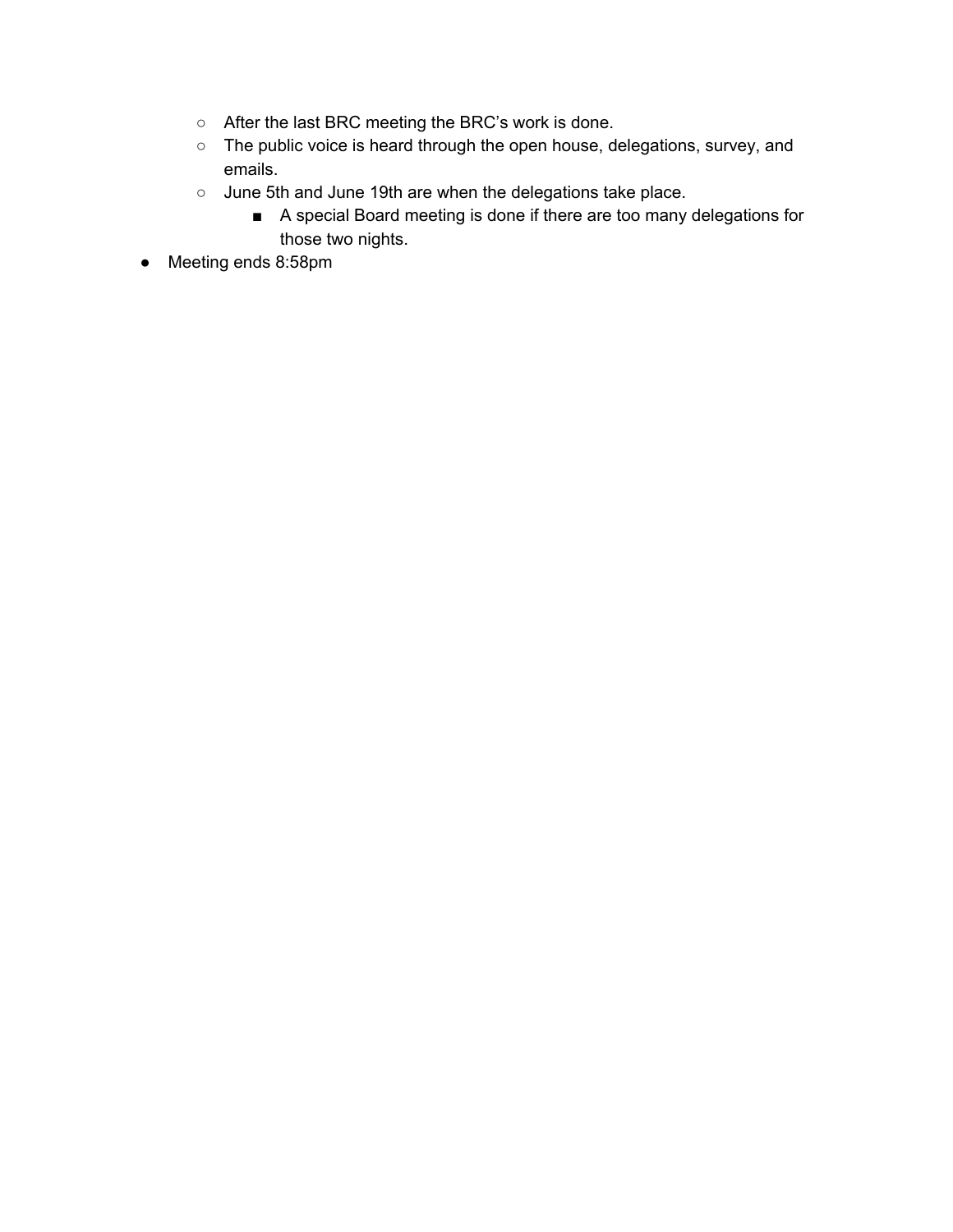- After the last BRC meeting the BRC's work is done.
    - The public voice is heard through the open house, delegations, survey, and emails.
    - June 5th and June 19th are when the delegations take place.
        - A special Board meeting is done if there are too many delegations for those two nights.
- Meeting ends 8:58pm